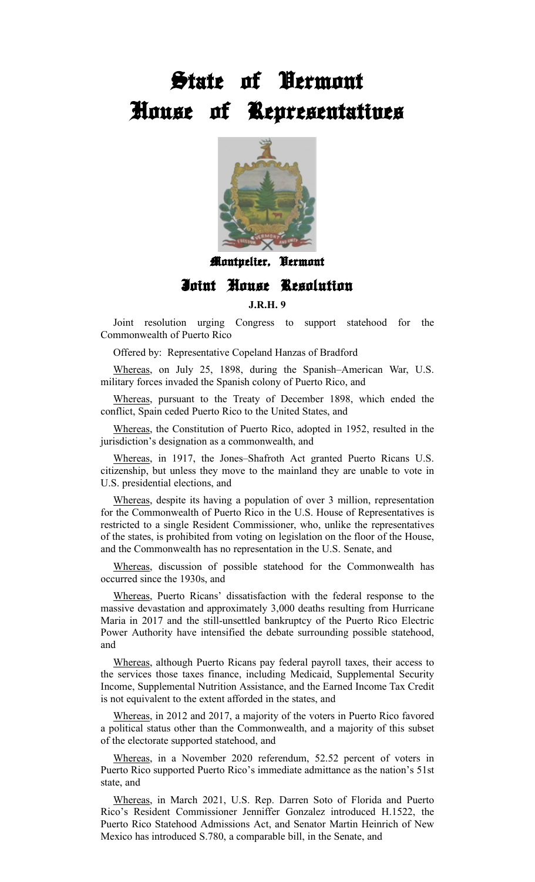# State of Vermont
# House of Representatives

Montpelier, Vermont

## Joint House Resolution

**J.R.H. 9**

Joint resolution urging Congress to support statehood for the Commonwealth of Puerto Rico

Offered by: Representative Copeland Hanzas of Bradford

Whereas, on July 25, 1898, during the Spanish–American War, U.S. military forces invaded the Spanish colony of Puerto Rico, and

Whereas, pursuant to the Treaty of December 1898, which ended the conflict, Spain ceded Puerto Rico to the United States, and

Whereas, the Constitution of Puerto Rico, adopted in 1952, resulted in the jurisdiction's designation as a commonwealth, and

Whereas, in 1917, the Jones–Shafroth Act granted Puerto Ricans U.S. citizenship, but unless they move to the mainland they are unable to vote in U.S. presidential elections, and

Whereas, despite its having a population of over 3 million, representation for the Commonwealth of Puerto Rico in the U.S. House of Representatives is restricted to a single Resident Commissioner, who, unlike the representatives of the states, is prohibited from voting on legislation on the floor of the House, and the Commonwealth has no representation in the U.S. Senate, and

Whereas, discussion of possible statehood for the Commonwealth has occurred since the 1930s, and

Whereas, Puerto Ricans' dissatisfaction with the federal response to the massive devastation and approximately 3,000 deaths resulting from Hurricane Maria in 2017 and the still-unsettled bankruptcy of the Puerto Rico Electric Power Authority have intensified the debate surrounding possible statehood, and

Whereas, although Puerto Ricans pay federal payroll taxes, their access to the services those taxes finance, including Medicaid, Supplemental Security Income, Supplemental Nutrition Assistance, and the Earned Income Tax Credit is not equivalent to the extent afforded in the states, and

Whereas, in 2012 and 2017, a majority of the voters in Puerto Rico favored a political status other than the Commonwealth, and a majority of this subset of the electorate supported statehood, and

Whereas, in a November 2020 referendum, 52.52 percent of voters in Puerto Rico supported Puerto Rico's immediate admittance as the nation's 51st state, and

Whereas, in March 2021, U.S. Rep. Darren Soto of Florida and Puerto Rico's Resident Commissioner Jenniffer Gonzalez introduced H.1522, the Puerto Rico Statehood Admissions Act, and Senator Martin Heinrich of New Mexico has introduced S.780, a comparable bill, in the Senate, and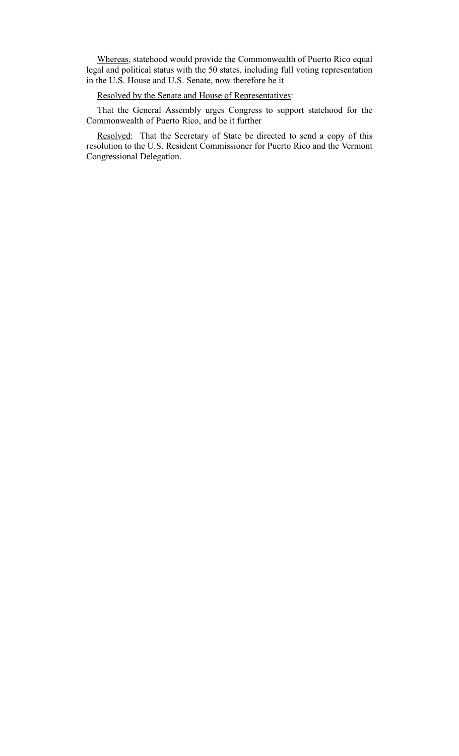<u>Whereas</u>, statehood would provide the Commonwealth of Puerto Rico equal legal and political status with the 50 states, including full voting representation in the U.S. House and U.S. Senate, now therefore be it

<u>Resolved by the Senate and House of Representatives</u>:

That the General Assembly urges Congress to support statehood for the Commonwealth of Puerto Rico, and be it further

<u>Resolved</u>: That the Secretary of State be directed to send a copy of this resolution to the U.S. Resident Commissioner for Puerto Rico and the Vermont Congressional Delegation.